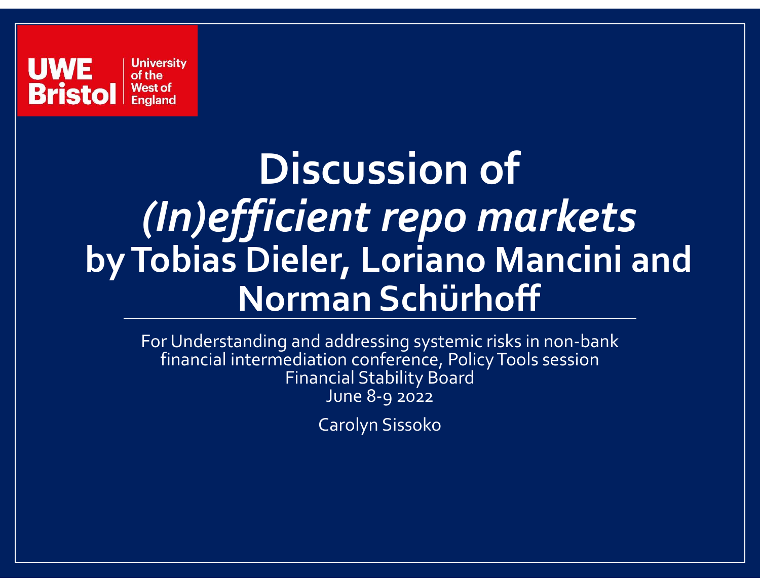UWE Bristol | University of the West of England

# Discussion of *(In)efficient repo markets* by Tobias Dieler, Loriano Mancini and Norman Schürhoff

For Understanding and addressing systemic risks in non-bank financial intermediation conference, Policy Tools session
Financial Stability Board
June 8-9 2022

Carolyn Sissoko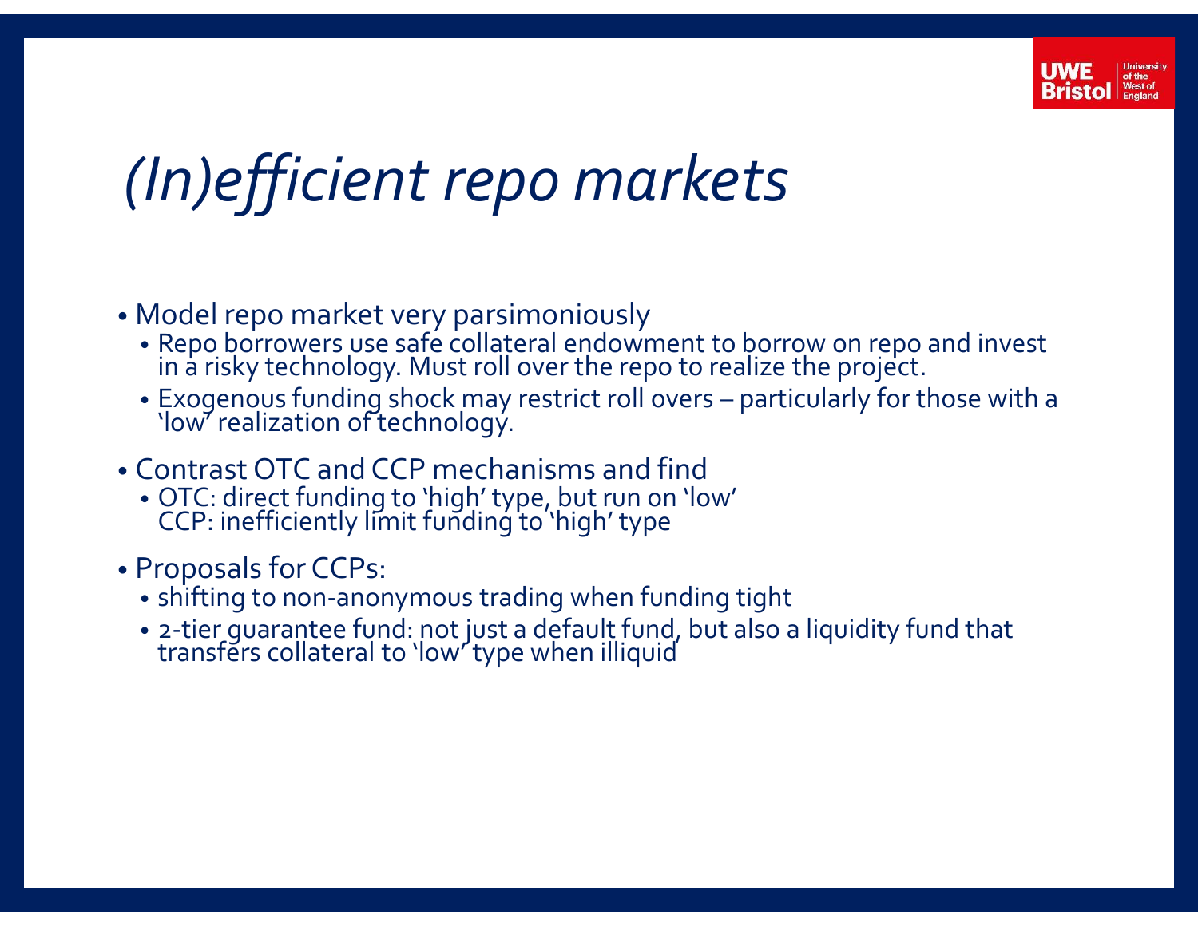# *(In)efficient repo markets*

- Model repo market very parsimoniously
  - Repo borrowers use safe collateral endowment to borrow on repo and invest in a risky technology. Must roll over the repo to realize the project.
  - Exogenous funding shock may restrict roll overs – particularly for those with a 'low' realization of technology.
- Contrast OTC and CCP mechanisms and find
  - OTC: direct funding to 'high' type, but run on 'low'
    CCP: inefficiently limit funding to 'high' type
- Proposals for CCPs:
  - shifting to non-anonymous trading when funding tight
  - 2-tier guarantee fund: not just a default fund, but also a liquidity fund that transfers collateral to 'low' type when illiquid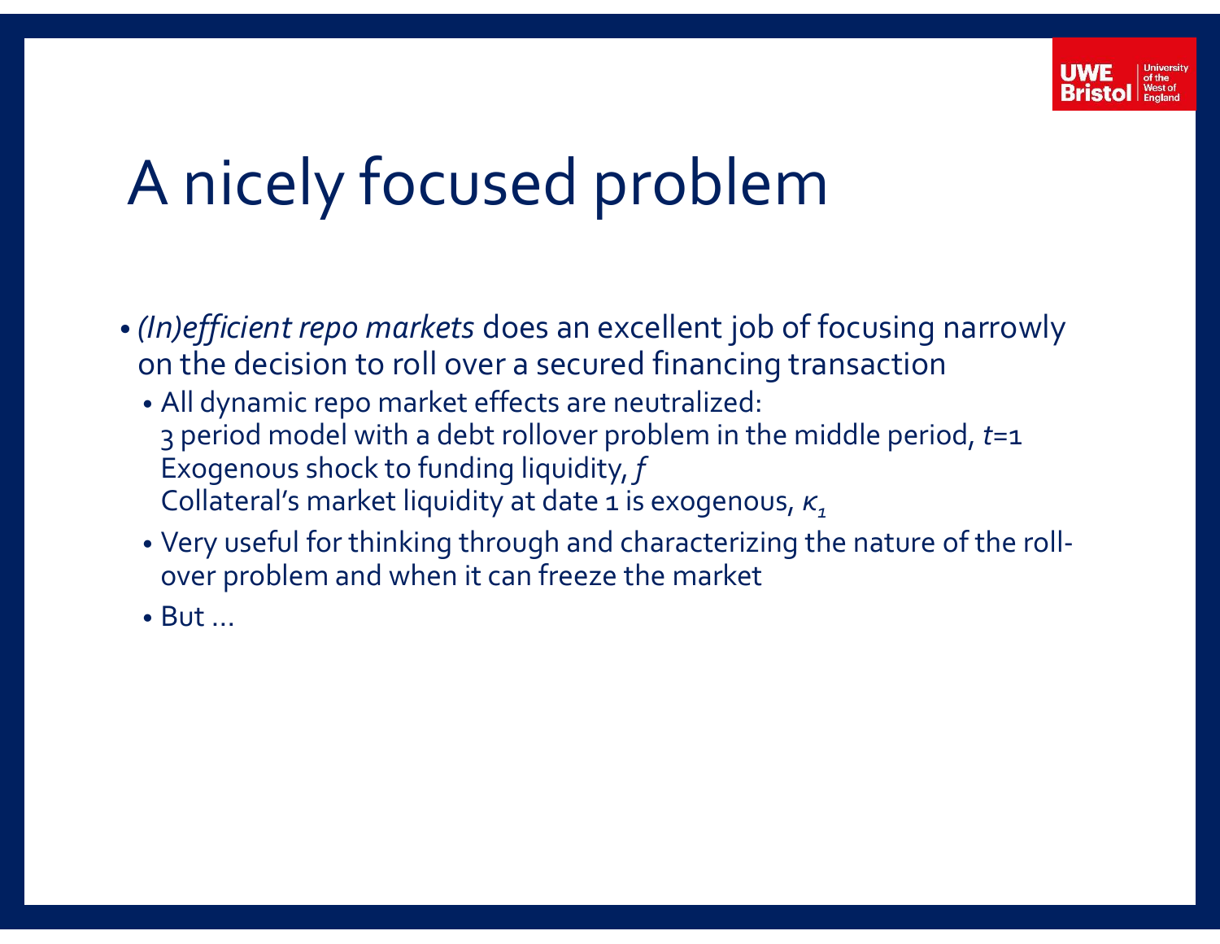# A nicely focused problem

- *(In)efficient repo markets* does an excellent job of focusing narrowly on the decision to roll over a secured financing transaction
  - All dynamic repo market effects are neutralized:
    3 period model with a debt rollover problem in the middle period, $t$=1
    Exogenous shock to funding liquidity, $f$
    Collateral's market liquidity at date 1 is exogenous, $\kappa_1$
  - Very useful for thinking through and characterizing the nature of the roll-over problem and when it can freeze the market
  - But …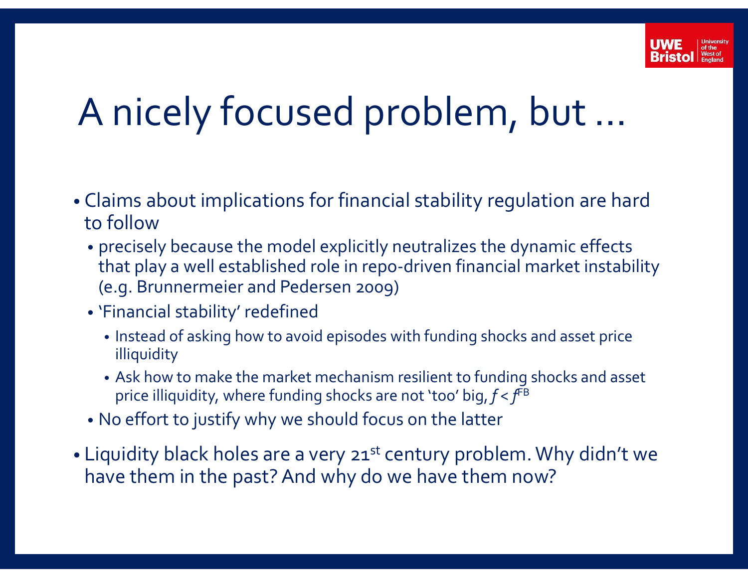# A nicely focused problem, but …

- Claims about implications for financial stability regulation are hard to follow
  - precisely because the model explicitly neutralizes the dynamic effects that play a well established role in repo-driven financial market instability (e.g. Brunnermeier and Pedersen 2009)
  - 'Financial stability' redefined
    - Instead of asking how to avoid episodes with funding shocks and asset price illiquidity
    - Ask how to make the market mechanism resilient to funding shocks and asset price illiquidity, where funding shocks are not 'too' big, $f < f^{FB}$
  - No effort to justify why we should focus on the latter
- Liquidity black holes are a very 21st century problem. Why didn't we have them in the past? And why do we have them now?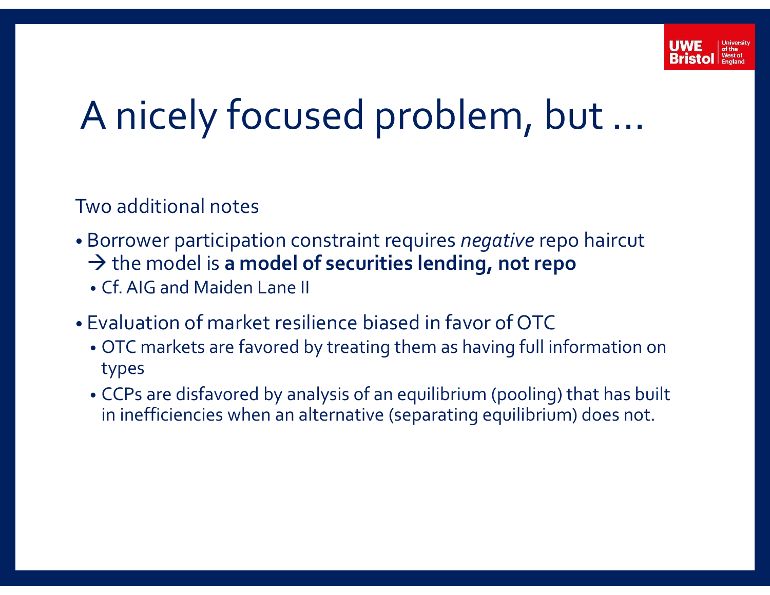# A nicely focused problem, but …

Two additional notes

- Borrower participation constraint requires *negative* repo haircut → the model is **a model of securities lending, not repo**
  - Cf. AIG and Maiden Lane II
- Evaluation of market resilience biased in favor of OTC
  - OTC markets are favored by treating them as having full information on types
  - CCPs are disfavored by analysis of an equilibrium (pooling) that has built in inefficiencies when an alternative (separating equilibrium) does not.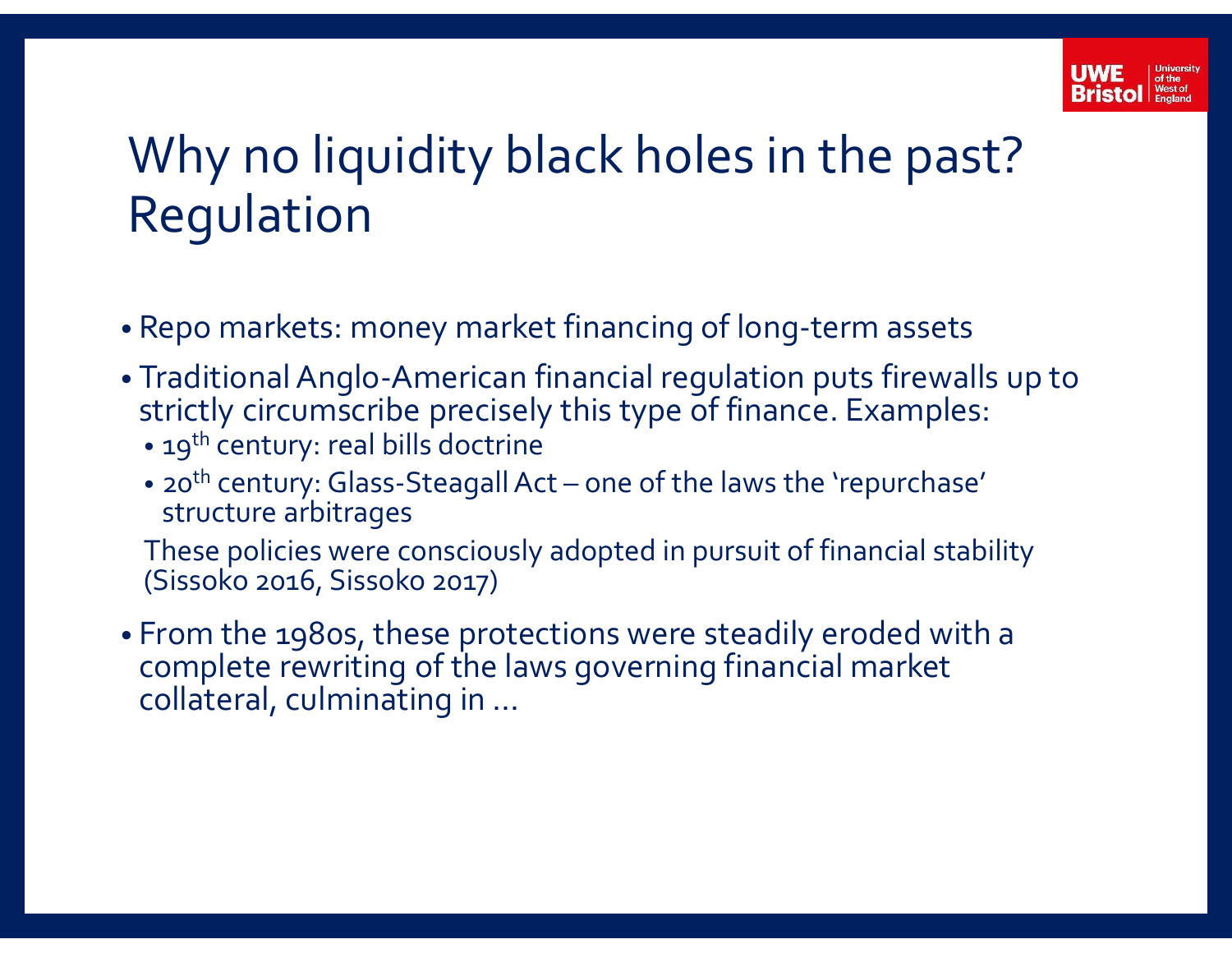# Why no liquidity black holes in the past? Regulation

- Repo markets: money market financing of long-term assets
- Traditional Anglo-American financial regulation puts firewalls up to strictly circumscribe precisely this type of finance. Examples:
  - 19th century: real bills doctrine
  - 20th century: Glass-Steagall Act – one of the laws the 'repurchase' structure arbitrages

  These policies were consciously adopted in pursuit of financial stability (Sissoko 2016, Sissoko 2017)
- From the 1980s, these protections were steadily eroded with a complete rewriting of the laws governing financial market collateral, culminating in …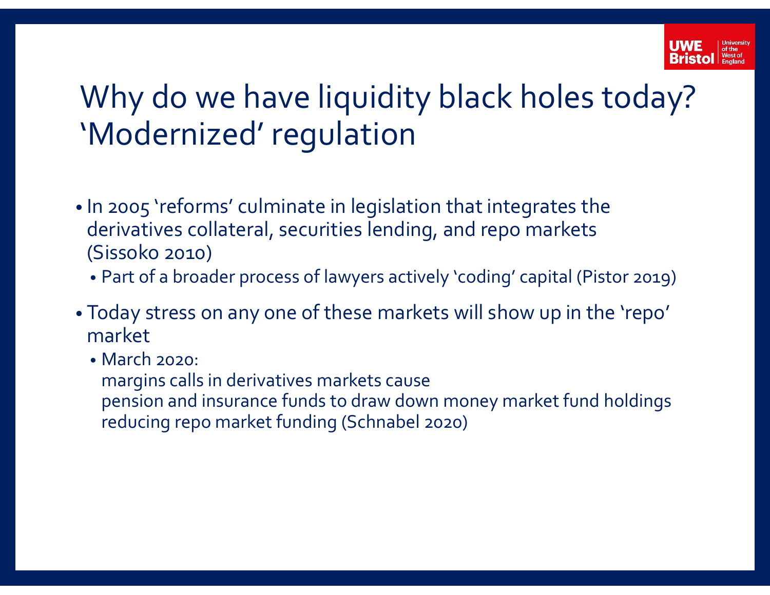# Why do we have liquidity black holes today? 'Modernized' regulation

- In 2005 'reforms' culminate in legislation that integrates the derivatives collateral, securities lending, and repo markets (Sissoko 2010)
  - Part of a broader process of lawyers actively 'coding' capital (Pistor 2019)
- Today stress on any one of these markets will show up in the 'repo' market
  - March 2020:
    margins calls in derivatives markets cause
    pension and insurance funds to draw down money market fund holdings
    reducing repo market funding (Schnabel 2020)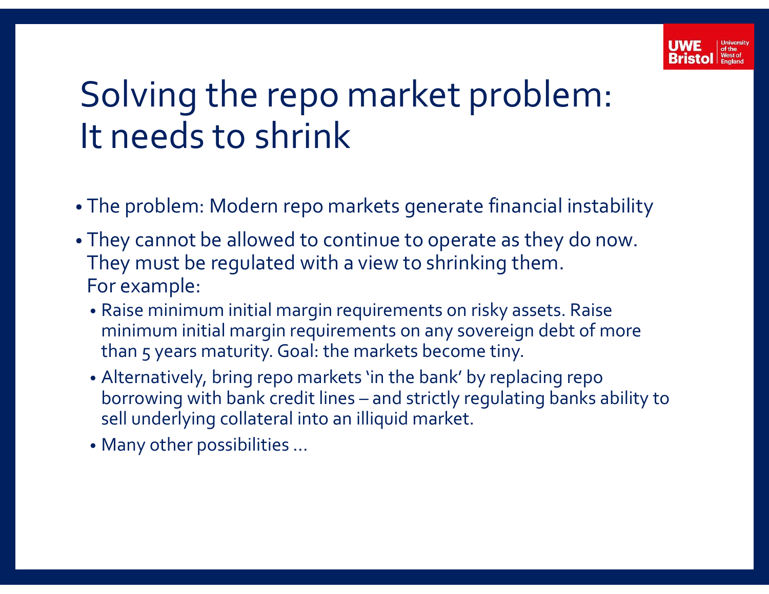# Solving the repo market problem: It needs to shrink

- The problem: Modern repo markets generate financial instability
- They cannot be allowed to continue to operate as they do now. They must be regulated with a view to shrinking them. For example:
  - Raise minimum initial margin requirements on risky assets. Raise minimum initial margin requirements on any sovereign debt of more than 5 years maturity. Goal: the markets become tiny.
  - Alternatively, bring repo markets 'in the bank' by replacing repo borrowing with bank credit lines – and strictly regulating banks ability to sell underlying collateral into an illiquid market.
  - Many other possibilities …